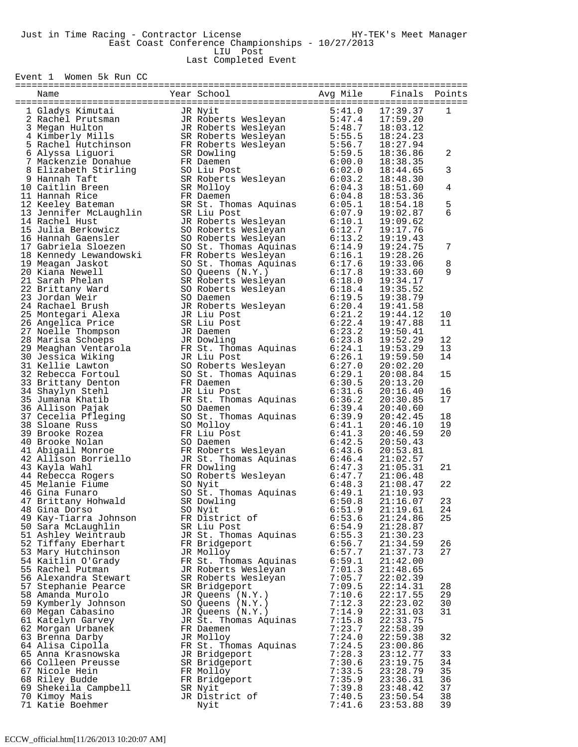Just in Time Racing - Contractor License HY-TEK's Meet Manager

East Coast Conference Championships - 10/27/2013

LIU Post

Last Completed Event

Event 1 Women 5k Run CC

| Place | Name | Year | School | Avg Mile | Finals | Points |
|---|---|---|---|---|---|---|
| 1 | Gladys Kimutai | JR | Nyit | 5:41.0 | 17:39.37 | 1 |
| 2 | Rachel Prutsman | JR | Roberts Wesleyan | 5:47.4 | 17:59.20 | |
| 3 | Megan Hulton | JR | Roberts Wesleyan | 5:48.7 | 18:03.12 | |
| 4 | Kimberly Mills | SR | Roberts Wesleyan | 5:55.5 | 18:24.23 | |
| 5 | Rachel Hutchinson | FR | Roberts Wesleyan | 5:56.7 | 18:27.94 | |
| 6 | Alyssa Liguori | SR | Dowling | 5:59.5 | 18:36.86 | 2 |
| 7 | Mackenzie Donahue | FR | Daemen | 6:00.0 | 18:38.35 | |
| 8 | Elizabeth Stirling | SO | Liu Post | 6:02.0 | 18:44.65 | 3 |
| 9 | Hannah Taft | SR | Roberts Wesleyan | 6:03.2 | 18:48.30 | |
| 10 | Caitlin Breen | SR | Molloy | 6:04.3 | 18:51.60 | 4 |
| 11 | Hannah Rice | FR | Daemen | 6:04.8 | 18:53.36 | |
| 12 | Keeley Bateman | SR | St. Thomas Aquinas | 6:05.1 | 18:54.18 | 5 |
| 13 | Jennifer McLaughlin | SR | Liu Post | 6:07.9 | 19:02.87 | 6 |
| 14 | Rachel Hust | JR | Roberts Wesleyan | 6:10.1 | 19:09.62 | |
| 15 | Julia Berkowicz | SO | Roberts Wesleyan | 6:12.7 | 19:17.76 | |
| 16 | Hannah Gaensler | SO | Roberts Wesleyan | 6:13.2 | 19:19.43 | |
| 17 | Gabriela Sloezen | SO | St. Thomas Aquinas | 6:14.9 | 19:24.75 | 7 |
| 18 | Kennedy Lewandowski | FR | Roberts Wesleyan | 6:16.1 | 19:28.26 | |
| 19 | Meagan Jaskot | SO | St. Thomas Aquinas | 6:17.6 | 19:33.06 | 8 |
| 20 | Kiana Newell | SO | Queens (N.Y.) | 6:17.8 | 19:33.60 | 9 |
| 21 | Sarah Phelan | SR | Roberts Wesleyan | 6:18.0 | 19:34.17 | |
| 22 | Brittany Ward | SO | Roberts Wesleyan | 6:18.4 | 19:35.52 | |
| 23 | Jordan Weir | SO | Daemen | 6:19.5 | 19:38.79 | |
| 24 | Rachael Brush | JR | Roberts Wesleyan | 6:20.4 | 19:41.58 | |
| 25 | Montegari Alexa | JR | Liu Post | 6:21.2 | 19:44.12 | 10 |
| 26 | Angelica Price | SR | Liu Post | 6:22.4 | 19:47.88 | 11 |
| 27 | Noelle Thompson | JR | Daemen | 6:23.2 | 19:50.41 | |
| 28 | Marisa Schoeps | JR | Dowling | 6:23.8 | 19:52.29 | 12 |
| 29 | Meaghan Ventarola | FR | St. Thomas Aquinas | 6:24.1 | 19:53.29 | 13 |
| 30 | Jessica Wiking | JR | Liu Post | 6:26.1 | 19:59.50 | 14 |
| 31 | Kellie Lawton | SO | Roberts Wesleyan | 6:27.0 | 20:02.20 | |
| 32 | Rebecca Fortoul | SO | St. Thomas Aquinas | 6:29.1 | 20:08.84 | 15 |
| 33 | Brittany Denton | FR | Daemen | 6:30.5 | 20:13.20 | |
| 34 | Shaylyn Stehl | JR | Liu Post | 6:31.6 | 20:16.40 | 16 |
| 35 | Jumana Khatib | FR | St. Thomas Aquinas | 6:36.2 | 20:30.85 | 17 |
| 36 | Allison Pajak | SO | Daemen | 6:39.4 | 20:40.60 | |
| 37 | Cecelia Pfleging | SO | St. Thomas Aquinas | 6:39.9 | 20:42.45 | 18 |
| 38 | Sloane Russ | SO | Molloy | 6:41.1 | 20:46.10 | 19 |
| 39 | Brooke Rozea | FR | Liu Post | 6:41.3 | 20:46.59 | 20 |
| 40 | Brooke Nolan | SO | Daemen | 6:42.5 | 20:50.43 | |
| 41 | Abigail Monroe | FR | Roberts Wesleyan | 6:43.6 | 20:53.81 | |
| 42 | Allison Borriello | JR | St. Thomas Aquinas | 6:46.4 | 21:02.57 | |
| 43 | Kayla Wahl | FR | Dowling | 6:47.3 | 21:05.31 | 21 |
| 44 | Rebecca Rogers | SO | Roberts Wesleyan | 6:47.7 | 21:06.48 | |
| 45 | Melanie Fiume | SO | Nyit | 6:48.3 | 21:08.47 | 22 |
| 46 | Gina Funaro | SO | St. Thomas Aquinas | 6:49.1 | 21:10.93 | |
| 47 | Brittany Hohwald | SR | Dowling | 6:50.8 | 21:16.07 | 23 |
| 48 | Gina Dorso | SO | Nyit | 6:51.9 | 21:19.61 | 24 |
| 49 | Kay-Tiarra Johnson | FR | District of | 6:53.6 | 21:24.86 | 25 |
| 50 | Sara McLaughlin | SR | Liu Post | 6:54.9 | 21:28.87 | |
| 51 | Ashley Weintraub | JR | St. Thomas Aquinas | 6:55.3 | 21:30.23 | |
| 52 | Tiffany Eberhart | FR | Bridgeport | 6:56.7 | 21:34.59 | 26 |
| 53 | Mary Hutchinson | JR | Molloy | 6:57.7 | 21:37.73 | 27 |
| 54 | Kaitlin O'Grady | FR | St. Thomas Aquinas | 6:59.1 | 21:42.00 | |
| 55 | Rachel Putman | JR | Roberts Wesleyan | 7:01.3 | 21:48.65 | |
| 56 | Alexandra Stewart | SR | Roberts Wesleyan | 7:05.7 | 22:02.39 | |
| 57 | Stephanie Pearce | SR | Bridgeport | 7:09.5 | 22:14.31 | 28 |
| 58 | Amanda Murolo | JR | Queens (N.Y.) | 7:10.6 | 22:17.55 | 29 |
| 59 | Kymberly Johnson | SO | Queens (N.Y.) | 7:12.3 | 22:23.02 | 30 |
| 60 | Megan Cabasino | JR | Queens (N.Y.) | 7:14.9 | 22:31.03 | 31 |
| 61 | Katelyn Garvey | JR | St. Thomas Aquinas | 7:15.8 | 22:33.75 | |
| 62 | Morgan Urbanek | FR | Daemen | 7:23.7 | 22:58.39 | |
| 63 | Brenna Darby | JR | Molloy | 7:24.0 | 22:59.38 | 32 |
| 64 | Alisa Cipolla | FR | St. Thomas Aquinas | 7:24.5 | 23:00.86 | |
| 65 | Anna Krasnowska | JR | Bridgeport | 7:28.3 | 23:12.77 | 33 |
| 66 | Colleen Preusse | SR | Bridgeport | 7:30.6 | 23:19.75 | 34 |
| 67 | Nicole Hein | FR | Molloy | 7:33.5 | 23:28.79 | 35 |
| 68 | Riley Budde | FR | Bridgeport | 7:35.9 | 23:36.31 | 36 |
| 69 | Shekeila Campbell | SR | Nyit | 7:39.8 | 23:48.42 | 37 |
| 70 | Kimoy Mais | JR | District of | 7:40.5 | 23:50.54 | 38 |
| 71 | Katie Boehmer | | Nyit | 7:41.6 | 23:53.88 | 39 |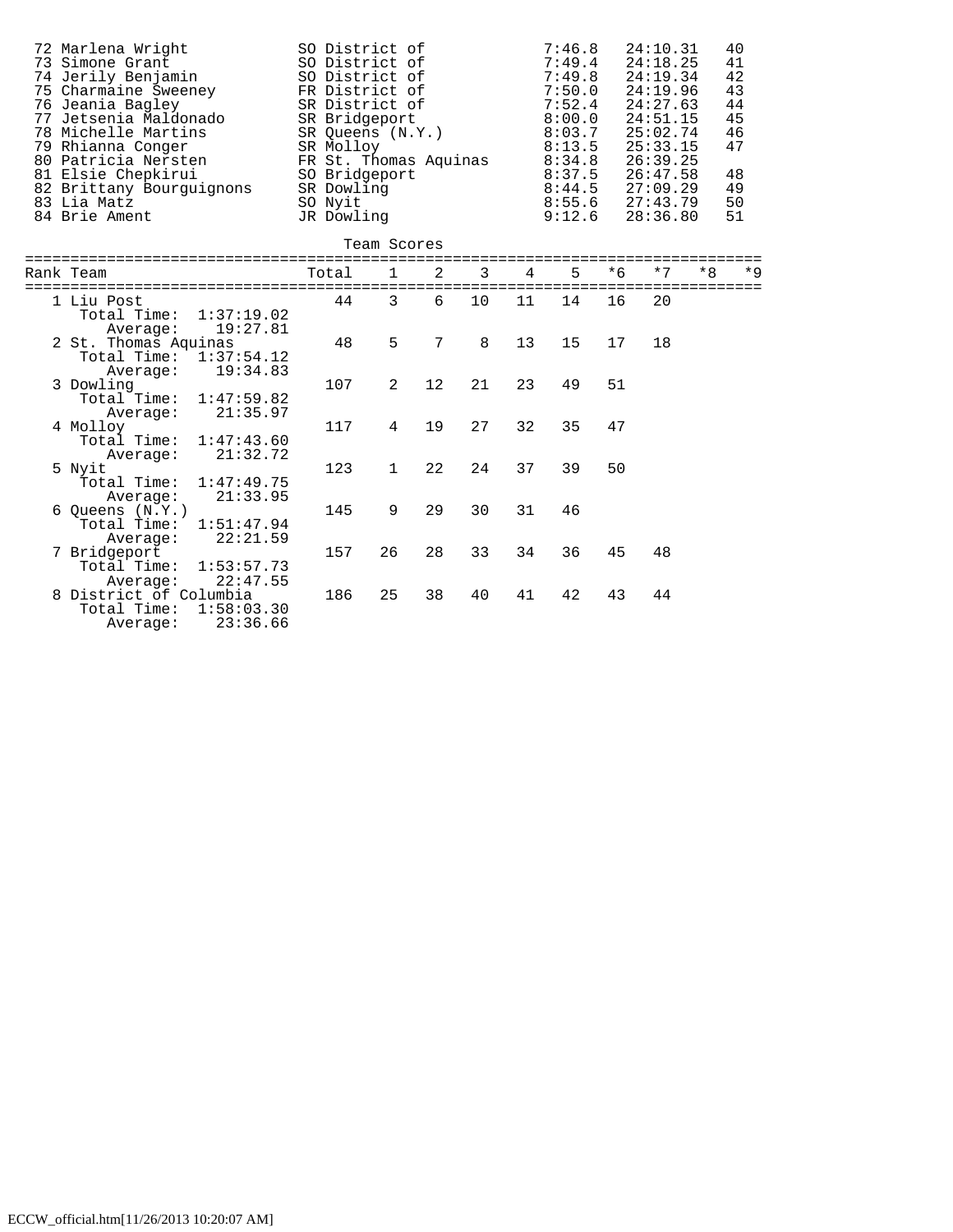| Place | Name | Year | Team | Pace | Time | Score |
|---|---|---|---|---|---|---|
| 72 | Marlena Wright | SO | District of | 7:46.8 | 24:10.31 | 40 |
| 73 | Simone Grant | SO | District of | 7:49.4 | 24:18.25 | 41 |
| 74 | Jerily Benjamin | SO | District of | 7:49.8 | 24:19.34 | 42 |
| 75 | Charmaine Sweeney | FR | District of | 7:50.0 | 24:19.96 | 43 |
| 76 | Jeania Bagley | SR | District of | 7:52.4 | 24:27.63 | 44 |
| 77 | Jetsenia Maldonado | SR | Bridgeport | 8:00.0 | 24:51.15 | 45 |
| 78 | Michelle Martins | SR | Queens (N.Y.) | 8:03.7 | 25:02.74 | 46 |
| 79 | Rhianna Conger | SR | Molloy | 8:13.5 | 25:33.15 | 47 |
| 80 | Patricia Nersten | FR | St. Thomas Aquinas | 8:34.8 | 26:39.25 | |
| 81 | Elsie Chepkirui | SO | Bridgeport | 8:37.5 | 26:47.58 | 48 |
| 82 | Brittany Bourguignons | SR | Dowling | 8:44.5 | 27:09.29 | 49 |
| 83 | Lia Matz | SO | Nyit | 8:55.6 | 27:43.79 | 50 |
| 84 | Brie Ament | JR | Dowling | 9:12.6 | 28:36.80 | 51 |

## Team Scores

| Rank | Team | Total | 1 | 2 | 3 | 4 | 5 | *6 | *7 | *8 | *9 |
|---|---|---|---|---|---|---|---|---|---|---|---|
| 1 | Liu Post | 44 | 3 | 6 | 10 | 11 | 14 | 16 | 20 | | |
| | Total Time: 1:37:19.02 | | | | | | | | | | |
| | Average: 19:27.81 | | | | | | | | | | |
| 2 | St. Thomas Aquinas | 48 | 5 | 7 | 8 | 13 | 15 | 17 | 18 | | |
| | Total Time: 1:37:54.12 | | | | | | | | | | |
| | Average: 19:34.83 | | | | | | | | | | |
| 3 | Dowling | 107 | 2 | 12 | 21 | 23 | 49 | 51 | | | |
| | Total Time: 1:47:59.82 | | | | | | | | | | |
| | Average: 21:35.97 | | | | | | | | | | |
| 4 | Molloy | 117 | 4 | 19 | 27 | 32 | 35 | 47 | | | |
| | Total Time: 1:47:43.60 | | | | | | | | | | |
| | Average: 21:32.72 | | | | | | | | | | |
| 5 | Nyit | 123 | 1 | 22 | 24 | 37 | 39 | 50 | | | |
| | Total Time: 1:47:49.75 | | | | | | | | | | |
| | Average: 21:33.95 | | | | | | | | | | |
| 6 | Queens (N.Y.) | 145 | 9 | 29 | 30 | 31 | 46 | | | | |
| | Total Time: 1:51:47.94 | | | | | | | | | | |
| | Average: 22:21.59 | | | | | | | | | | |
| 7 | Bridgeport | 157 | 26 | 28 | 33 | 34 | 36 | 45 | 48 | | |
| | Total Time: 1:53:57.73 | | | | | | | | | | |
| | Average: 22:47.55 | | | | | | | | | | |
| 8 | District of Columbia | 186 | 25 | 38 | 40 | 41 | 42 | 43 | 44 | | |
| | Total Time: 1:58:03.30 | | | | | | | | | | |
| | Average: 23:36.66 | | | | | | | | | | |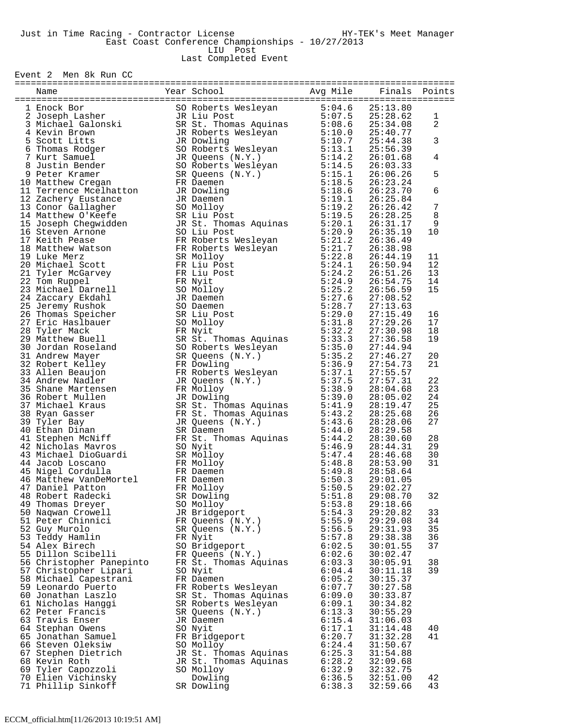Just in Time Racing - Contractor License HY-TEK's Meet Manager

East Coast Conference Championships - 10/27/2013

LIU Post

Last Completed Event

Event 2 Men 8k Run CC

| | Name | Year | School | Avg Mile | Finals | Points |
|---|---|---|---|---|---|---|
| 1 | Enock Bor | SO | Roberts Wesleyan | 5:04.6 | 25:13.80 | |
| 2 | Joseph Lasher | JR | Liu Post | 5:07.5 | 25:28.62 | 1 |
| 3 | Michael Galonski | SR | St. Thomas Aquinas | 5:08.6 | 25:34.08 | 2 |
| 4 | Kevin Brown | JR | Roberts Wesleyan | 5:10.0 | 25:40.77 | |
| 5 | Scott Litts | JR | Dowling | 5:10.7 | 25:44.38 | 3 |
| 6 | Thomas Rodger | SO | Roberts Wesleyan | 5:13.1 | 25:56.39 | |
| 7 | Kurt Samuel | JR | Queens (N.Y.) | 5:14.2 | 26:01.68 | 4 |
| 8 | Justin Bender | SO | Roberts Wesleyan | 5:14.5 | 26:03.33 | |
| 9 | Peter Kramer | SR | Queens (N.Y.) | 5:15.1 | 26:06.26 | 5 |
| 10 | Matthew Cregan | FR | Daemen | 5:18.5 | 26:23.24 | |
| 11 | Terrence Mcelhatton | JR | Dowling | 5:18.6 | 26:23.70 | 6 |
| 12 | Zachery Eustance | JR | Daemen | 5:19.1 | 26:25.84 | |
| 13 | Conor Gallagher | SO | Molloy | 5:19.2 | 26:26.42 | 7 |
| 14 | Matthew O'Keefe | SR | Liu Post | 5:19.5 | 26:28.25 | 8 |
| 15 | Joseph Chegwidden | JR | St. Thomas Aquinas | 5:20.1 | 26:31.17 | 9 |
| 16 | Steven Arnone | SO | Liu Post | 5:20.9 | 26:35.19 | 10 |
| 17 | Keith Pease | FR | Roberts Wesleyan | 5:21.2 | 26:36.49 | |
| 18 | Matthew Watson | FR | Roberts Wesleyan | 5:21.7 | 26:38.98 | |
| 19 | Luke Merz | SR | Molloy | 5:22.8 | 26:44.19 | 11 |
| 20 | Michael Scott | FR | Liu Post | 5:24.1 | 26:50.94 | 12 |
| 21 | Tyler McGarvey | FR | Liu Post | 5:24.2 | 26:51.26 | 13 |
| 22 | Tom Ruppel | FR | Nyit | 5:24.9 | 26:54.75 | 14 |
| 23 | Michael Darnell | SO | Molloy | 5:25.2 | 26:56.59 | 15 |
| 24 | Zaccary Ekdahl | JR | Daemen | 5:27.6 | 27:08.52 | |
| 25 | Jeremy Rushok | SO | Daemen | 5:28.7 | 27:13.63 | |
| 26 | Thomas Speicher | SR | Liu Post | 5:29.0 | 27:15.49 | 16 |
| 27 | Eric Haslbauer | SO | Molloy | 5:31.8 | 27:29.26 | 17 |
| 28 | Tyler Mack | FR | Nyit | 5:32.2 | 27:30.98 | 18 |
| 29 | Matthew Buell | SR | St. Thomas Aquinas | 5:33.3 | 27:36.58 | 19 |
| 30 | Jordan Roseland | SO | Roberts Wesleyan | 5:35.0 | 27:44.94 | |
| 31 | Andrew Mayer | SR | Queens (N.Y.) | 5:35.2 | 27:46.27 | 20 |
| 32 | Robert Kelley | FR | Dowling | 5:36.9 | 27:54.73 | 21 |
| 33 | Allen Beaujon | FR | Roberts Wesleyan | 5:37.1 | 27:55.57 | |
| 34 | Andrew Nadler | JR | Queens (N.Y.) | 5:37.5 | 27:57.31 | 22 |
| 35 | Shane Martensen | FR | Molloy | 5:38.9 | 28:04.68 | 23 |
| 36 | Robert Mullen | JR | Dowling | 5:39.0 | 28:05.02 | 24 |
| 37 | Michael Kraus | SR | St. Thomas Aquinas | 5:41.9 | 28:19.47 | 25 |
| 38 | Ryan Gasser | FR | St. Thomas Aquinas | 5:43.2 | 28:25.68 | 26 |
| 39 | Tyler Bay | JR | Queens (N.Y.) | 5:43.6 | 28:28.06 | 27 |
| 40 | Ethan Dinan | SR | Daemen | 5:44.0 | 28:29.58 | |
| 41 | Stephen McNiff | FR | St. Thomas Aquinas | 5:44.2 | 28:30.60 | 28 |
| 42 | Nicholas Mavros | SO | Nyit | 5:46.9 | 28:44.31 | 29 |
| 43 | Michael DioGuardi | SR | Molloy | 5:47.4 | 28:46.68 | 30 |
| 44 | Jacob Loscano | FR | Molloy | 5:48.8 | 28:53.90 | 31 |
| 45 | Nigel Cordulla | FR | Daemen | 5:49.8 | 28:58.64 | |
| 46 | Matthew VanDeMortel | FR | Daemen | 5:50.3 | 29:01.05 | |
| 47 | Daniel Patton | FR | Molloy | 5:50.5 | 29:02.27 | |
| 48 | Robert Radecki | SR | Dowling | 5:51.8 | 29:08.70 | 32 |
| 49 | Thomas Dreyer | SO | Molloy | 5:53.8 | 29:18.66 | |
| 50 | Naqwan Crowell | JR | Bridgeport | 5:54.3 | 29:20.82 | 33 |
| 51 | Peter Chinnici | FR | Queens (N.Y.) | 5:55.9 | 29:29.08 | 34 |
| 52 | Guy Murolo | SR | Queens (N.Y.) | 5:56.5 | 29:31.93 | 35 |
| 53 | Teddy Hamlin | FR | Nyit | 5:57.8 | 29:38.38 | 36 |
| 54 | Alex Birech | SO | Bridgeport | 6:02.5 | 30:01.55 | 37 |
| 55 | Dillon Scibelli | FR | Queens (N.Y.) | 6:02.6 | 30:02.47 | |
| 56 | Christopher Panepinto | FR | St. Thomas Aquinas | 6:03.3 | 30:05.91 | 38 |
| 57 | Christopher Lipari | SO | Nyit | 6:04.4 | 30:11.18 | 39 |
| 58 | Michael Capestrani | FR | Daemen | 6:05.2 | 30:15.37 | |
| 59 | Leonardo Puerto | FR | Roberts Wesleyan | 6:07.7 | 30:27.58 | |
| 60 | Jonathan Laszlo | SR | St. Thomas Aquinas | 6:09.0 | 30:33.87 | |
| 61 | Nicholas Hanggi | SR | Roberts Wesleyan | 6:09.1 | 30:34.82 | |
| 62 | Peter Francis | SR | Queens (N.Y.) | 6:13.3 | 30:55.29 | |
| 63 | Travis Enser | JR | Daemen | 6:15.4 | 31:06.03 | |
| 64 | Stephan Owens | SO | Nyit | 6:17.1 | 31:14.48 | 40 |
| 65 | Jonathan Samuel | FR | Bridgeport | 6:20.7 | 31:32.28 | 41 |
| 66 | Steven Oleksiw | SO | Molloy | 6:24.4 | 31:50.67 | |
| 67 | Stephen Dietrich | JR | St. Thomas Aquinas | 6:25.3 | 31:54.88 | |
| 68 | Kevin Roth | JR | St. Thomas Aquinas | 6:28.2 | 32:09.68 | |
| 69 | Tyler Capozzoli | SO | Molloy | 6:32.9 | 32:32.75 | |
| 70 | Elien Vichinsky | | Dowling | 6:36.5 | 32:51.00 | 42 |
| 71 | Phillip Sinkoff | SR | Dowling | 6:38.3 | 32:59.66 | 43 |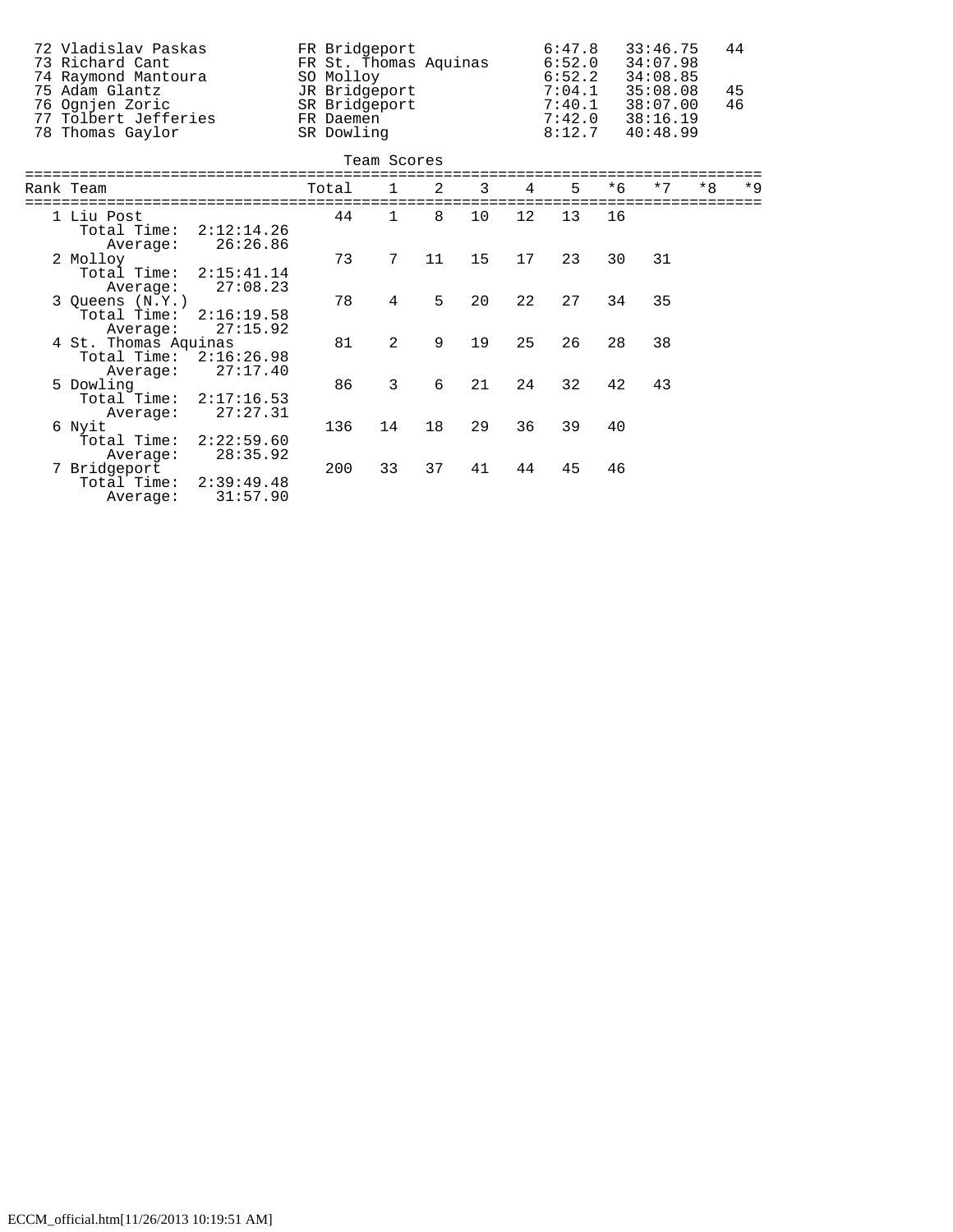| | | | | | | |
|---|---|---|---|---|---|---|
| 72 | Vladislav Paskas | FR | Bridgeport | 6:47.8 | 33:46.75 | 44 |
| 73 | Richard Cant | FR | St. Thomas Aquinas | 6:52.0 | 34:07.98 | |
| 74 | Raymond Mantoura | SO | Molloy | 6:52.2 | 34:08.85 | |
| 75 | Adam Glantz | JR | Bridgeport | 7:04.1 | 35:08.08 | 45 |
| 76 | Ognjen Zoric | SR | Bridgeport | 7:40.1 | 38:07.00 | 46 |
| 77 | Tolbert Jefferies | FR | Daemen | 7:42.0 | 38:16.19 | |
| 78 | Thomas Gaylor | SR | Dowling | 8:12.7 | 40:48.99 | |

## Team Scores

| Rank | Team | Total | 1 | 2 | 3 | 4 | 5 | *6 | *7 | *8 | *9 |
|---|---|---|---|---|---|---|---|---|---|---|---|
| 1 | Liu Post | 44 | 1 | 8 | 10 | 12 | 13 | 16 | | | |
| | Total Time: 2:12:14.26 | | | | | | | | | | |
| | Average: 26:26.86 | | | | | | | | | | |
| 2 | Molloy | 73 | 7 | 11 | 15 | 17 | 23 | 30 | 31 | | |
| | Total Time: 2:15:41.14 | | | | | | | | | | |
| | Average: 27:08.23 | | | | | | | | | | |
| 3 | Queens (N.Y.) | 78 | 4 | 5 | 20 | 22 | 27 | 34 | 35 | | |
| | Total Time: 2:16:19.58 | | | | | | | | | | |
| | Average: 27:15.92 | | | | | | | | | | |
| 4 | St. Thomas Aquinas | 81 | 2 | 9 | 19 | 25 | 26 | 28 | 38 | | |
| | Total Time: 2:16:26.98 | | | | | | | | | | |
| | Average: 27:17.40 | | | | | | | | | | |
| 5 | Dowling | 86 | 3 | 6 | 21 | 24 | 32 | 42 | 43 | | |
| | Total Time: 2:17:16.53 | | | | | | | | | | |
| | Average: 27:27.31 | | | | | | | | | | |
| 6 | Nyit | 136 | 14 | 18 | 29 | 36 | 39 | 40 | | | |
| | Total Time: 2:22:59.60 | | | | | | | | | | |
| | Average: 28:35.92 | | | | | | | | | | |
| 7 | Bridgeport | 200 | 33 | 37 | 41 | 44 | 45 | 46 | | | |
| | Total Time: 2:39:49.48 | | | | | | | | | | |
| | Average: 31:57.90 | | | | | | | | | | |